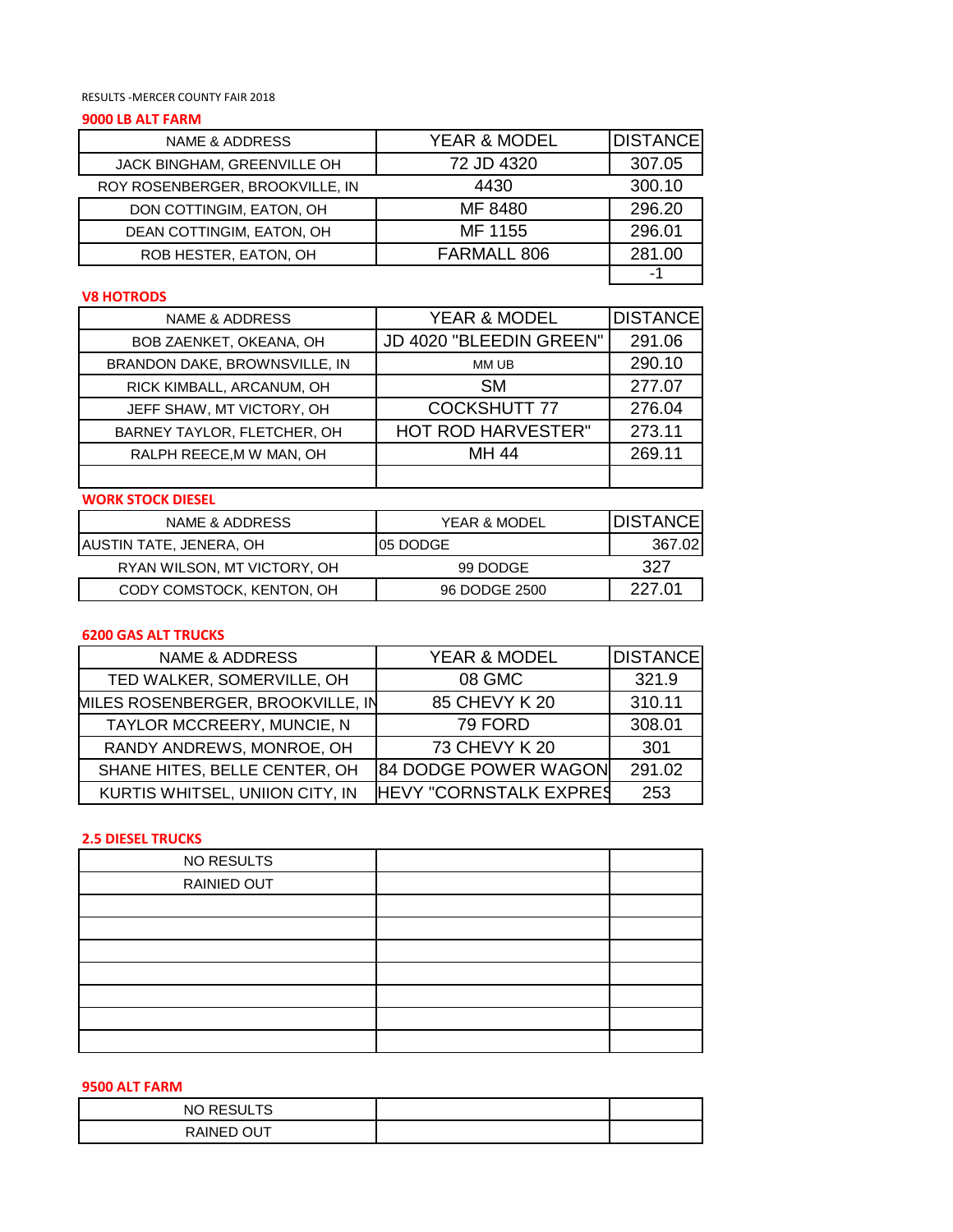RESULTS -MERCER COUNTY FAIR 2018

## 9000 LB ALT FARM

| NAME & ADDRESS | YEAR & MODEL | DISTANCE |
|---|---|---|
| JACK BINGHAM, GREENVILLE OH | 72 JD 4320 | 307.05 |
| ROY ROSENBERGER, BROOKVILLE, IN | 4430 | 300.10 |
| DON COTTINGIM, EATON, OH | MF 8480 | 296.20 |
| DEAN COTTINGIM, EATON, OH | MF 1155 | 296.01 |
| ROB HESTER, EATON, OH | FARMALL 806 | 281.00 |
| | | -1 |

## V8 HOTRODS

| NAME & ADDRESS | YEAR & MODEL | DISTANCE |
|---|---|---|
| BOB ZAENKET, OKEANA, OH | JD 4020 "BLEEDIN GREEN" | 291.06 |
| BRANDON DAKE, BROWNSVILLE, IN | MM UB | 290.10 |
| RICK KIMBALL, ARCANUM, OH | SM | 277.07 |
| JEFF SHAW, MT VICTORY, OH | COCKSHUTT 77 | 276.04 |
| BARNEY TAYLOR, FLETCHER, OH | HOT ROD HARVESTER" | 273.11 |
| RALPH REECE,M W MAN, OH | MH 44 | 269.11 |
| | | |

## WORK STOCK DIESEL

| NAME & ADDRESS | YEAR & MODEL | DISTANCE |
|---|---|---|
| AUSTIN TATE, JENERA, OH | 05 DODGE | 367.02 |
| RYAN WILSON, MT VICTORY, OH | 99 DODGE | 327 |
| CODY COMSTOCK, KENTON, OH | 96 DODGE 2500 | 227.01 |

## 6200 GAS ALT TRUCKS

| NAME & ADDRESS | YEAR & MODEL | DISTANCE |
|---|---|---|
| TED WALKER, SOMERVILLE, OH | 08 GMC | 321.9 |
| MILES ROSENBERGER, BROOKVILLE, IN | 85 CHEVY K 20 | 310.11 |
| TAYLOR MCCREERY, MUNCIE, N | 79 FORD | 308.01 |
| RANDY ANDREWS, MONROE, OH | 73 CHEVY K 20 | 301 |
| SHANE HITES, BELLE CENTER, OH | 84 DODGE POWER WAGON | 291.02 |
| KURTIS WHITSEL, UNIION CITY, IN | HEVY "CORNSTALK EXPRES | 253 |

## 2.5 DIESEL TRUCKS

| | | |
|---|---|---|
| NO RESULTS | | |
| RAINIED OUT | | |
| | | |
| | | |
| | | |
| | | |
| | | |
| | | |
| | | |

## 9500 ALT FARM

| | | |
|---|---|---|
| NO RESULTS | | |
| RAINED OUT | | |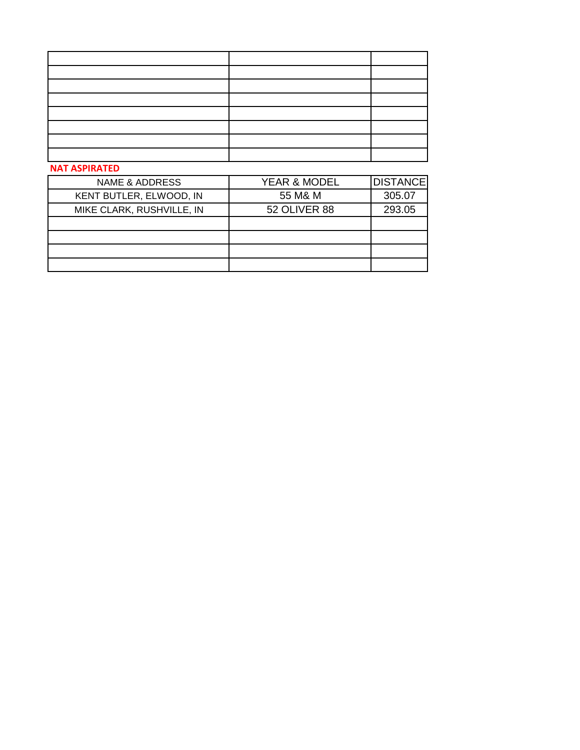| | | |
|---|---|---|
| | | |
| | | |
| | | |
| | | |
| | | |
| | | |
| | | |

**NAT ASPIRATED**

| NAME & ADDRESS | YEAR & MODEL | DISTANCE |
|---|---|---|
| KENT BUTLER, ELWOOD, IN | 55 M& M | 305.07 |
| MIKE CLARK, RUSHVILLE, IN | 52 OLIVER 88 | 293.05 |
| | | |
| | | |
| | | |
| | | |